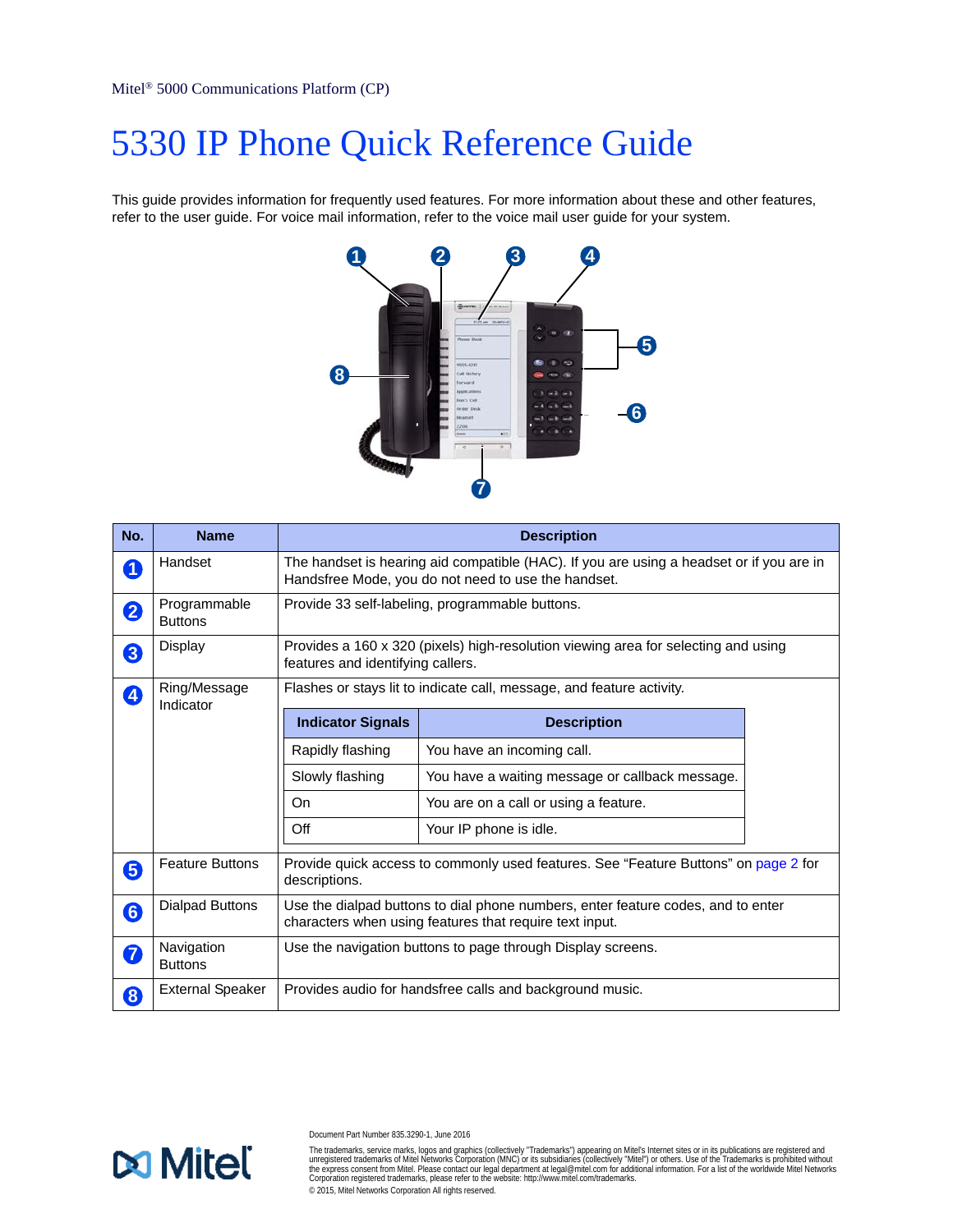Mitel® 5000 Communications Platform (CP)

# 5330 IP Phone Quick Reference Guide

This guide provides information for frequently used features. For more information about these and other features, refer to the user guide. For voice mail information, refer to the voice mail user guide for your system.

| No. | Name | Description |
|---|---|---|
| 1 | Handset | The handset is hearing aid compatible (HAC). If you are using a headset or if you are in Handsfree Mode, you do not need to use the handset. |
| 2 | Programmable Buttons | Provide 33 self-labeling, programmable buttons. |
| 3 | Display | Provides a 160 x 320 (pixels) high-resolution viewing area for selecting and using features and identifying callers. |
| 4 | Ring/Message Indicator | Flashes or stays lit to indicate call, message, and feature activity.<br><br>**Indicator Signals** — **Description**<br>Rapidly flashing — You have an incoming call.<br>Slowly flashing — You have a waiting message or callback message.<br>On — You are on a call or using a feature.<br>Off — Your IP phone is idle. |
| 5 | Feature Buttons | Provide quick access to commonly used features. See "Feature Buttons" on page 2 for descriptions. |
| 6 | Dialpad Buttons | Use the dialpad buttons to dial phone numbers, enter feature codes, and to enter characters when using features that require text input. |
| 7 | Navigation Buttons | Use the navigation buttons to page through Display screens. |
| 8 | External Speaker | Provides audio for handsfree calls and background music. |

Mitel

Document Part Number 835.3290-1, June 2016

The trademarks, service marks, logos and graphics (collectively "Trademarks") appearing on Mitel's Internet sites or in its publications are registered and unregistered trademarks of Mitel Networks Corporation (MNC) or its subsidiaries (collectively "Mitel") or others. Use of the Trademarks is prohibited without the express consent from Mitel. Please contact our legal department at legal@mitel.com for additional information. For a list of the worldwide Mitel Networks Corporation registered trademarks, please refer to the website: http://www.mitel.com/trademarks.

© 2015, Mitel Networks Corporation All rights reserved.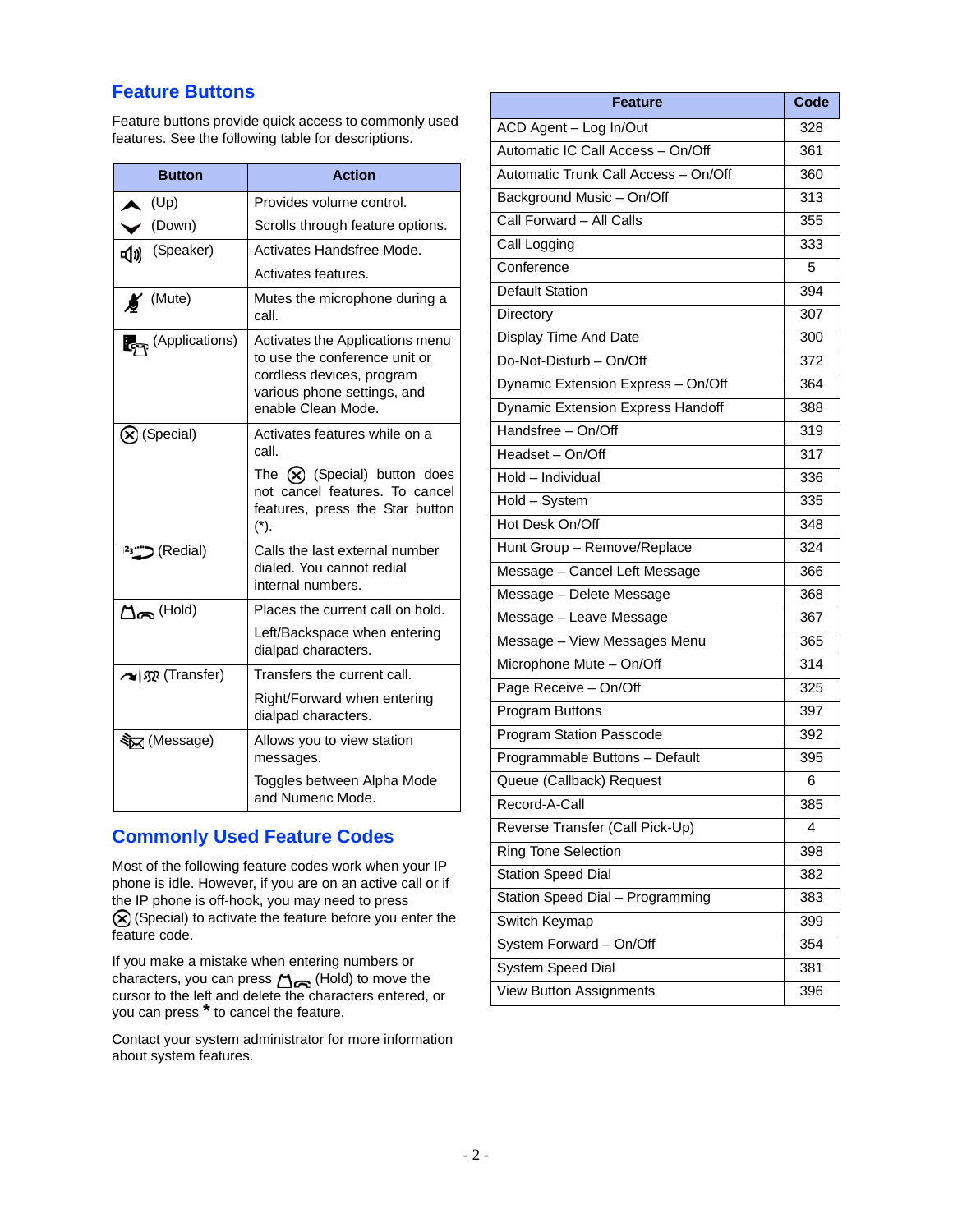## Feature Buttons

Feature buttons provide quick access to commonly used features. See the following table for descriptions.

| Button | Action |
|---|---|
| (Up)<br>(Down) | Provides volume control.<br>Scrolls through feature options. |
| (Speaker) | Activates Handsfree Mode.<br>Activates features. |
| (Mute) | Mutes the microphone during a call. |
| (Applications) | Activates the Applications menu to use the conference unit or cordless devices, program various phone settings, and enable Clean Mode. |
| (Special) | Activates features while on a call.<br>The (Special) button does not cancel features. To cancel features, press the Star button (*). |
| (Redial) | Calls the last external number dialed. You cannot redial internal numbers. |
| (Hold) | Places the current call on hold.<br>Left/Backspace when entering dialpad characters. |
| (Transfer) | Transfers the current call.<br>Right/Forward when entering dialpad characters. |
| (Message) | Allows you to view station messages.<br>Toggles between Alpha Mode and Numeric Mode. |

## Commonly Used Feature Codes

Most of the following feature codes work when your IP phone is idle. However, if you are on an active call or if the IP phone is off-hook, you may need to press (Special) to activate the feature before you enter the feature code.

If you make a mistake when entering numbers or characters, you can press (Hold) to move the cursor to the left and delete the characters entered, or you can press * to cancel the feature.

Contact your system administrator for more information about system features.

| Feature | Code |
|---|---|
| ACD Agent – Log In/Out | 328 |
| Automatic IC Call Access – On/Off | 361 |
| Automatic Trunk Call Access – On/Off | 360 |
| Background Music – On/Off | 313 |
| Call Forward – All Calls | 355 |
| Call Logging | 333 |
| Conference | 5 |
| Default Station | 394 |
| Directory | 307 |
| Display Time And Date | 300 |
| Do-Not-Disturb – On/Off | 372 |
| Dynamic Extension Express – On/Off | 364 |
| Dynamic Extension Express Handoff | 388 |
| Handsfree – On/Off | 319 |
| Headset – On/Off | 317 |
| Hold – Individual | 336 |
| Hold – System | 335 |
| Hot Desk On/Off | 348 |
| Hunt Group – Remove/Replace | 324 |
| Message – Cancel Left Message | 366 |
| Message – Delete Message | 368 |
| Message – Leave Message | 367 |
| Message – View Messages Menu | 365 |
| Microphone Mute – On/Off | 314 |
| Page Receive – On/Off | 325 |
| Program Buttons | 397 |
| Program Station Passcode | 392 |
| Programmable Buttons – Default | 395 |
| Queue (Callback) Request | 6 |
| Record-A-Call | 385 |
| Reverse Transfer (Call Pick-Up) | 4 |
| Ring Tone Selection | 398 |
| Station Speed Dial | 382 |
| Station Speed Dial – Programming | 383 |
| Switch Keymap | 399 |
| System Forward – On/Off | 354 |
| System Speed Dial | 381 |
| View Button Assignments | 396 |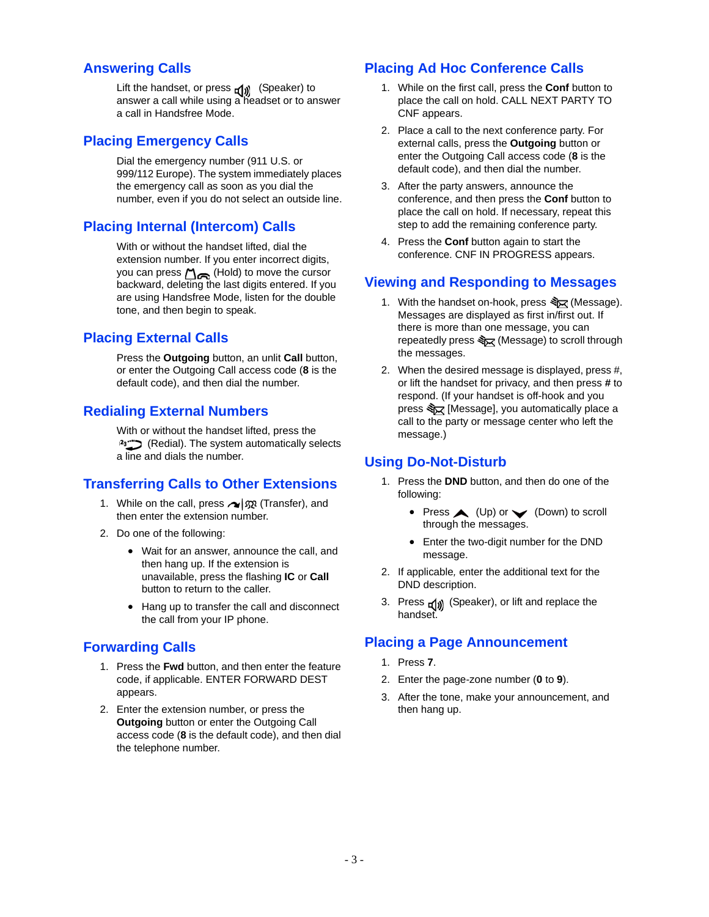## Answering Calls

Lift the handset, or press (Speaker) to answer a call while using a headset or to answer a call in Handsfree Mode.

## Placing Emergency Calls

Dial the emergency number (911 U.S. or 999/112 Europe). The system immediately places the emergency call as soon as you dial the number, even if you do not select an outside line.

## Placing Internal (Intercom) Calls

With or without the handset lifted, dial the extension number. If you enter incorrect digits, you can press (Hold) to move the cursor backward, deleting the last digits entered. If you are using Handsfree Mode, listen for the double tone, and then begin to speak.

## Placing External Calls

Press the **Outgoing** button, an unlit **Call** button, or enter the Outgoing Call access code (**8** is the default code), and then dial the number.

## Redialing External Numbers

With or without the handset lifted, press the (Redial). The system automatically selects a line and dials the number.

## Transferring Calls to Other Extensions

1. While on the call, press (Transfer), and then enter the extension number.
2. Do one of the following:
   - Wait for an answer, announce the call, and then hang up. If the extension is unavailable, press the flashing **IC** or **Call** button to return to the caller.
   - Hang up to transfer the call and disconnect the call from your IP phone.

## Forwarding Calls

1. Press the **Fwd** button, and then enter the feature code, if applicable. ENTER FORWARD DEST appears.
2. Enter the extension number, or press the **Outgoing** button or enter the Outgoing Call access code (**8** is the default code), and then dial the telephone number.

## Placing Ad Hoc Conference Calls

1. While on the first call, press the **Conf** button to place the call on hold. CALL NEXT PARTY TO CNF appears.
2. Place a call to the next conference party. For external calls, press the **Outgoing** button or enter the Outgoing Call access code (**8** is the default code), and then dial the number.
3. After the party answers, announce the conference, and then press the **Conf** button to place the call on hold. If necessary, repeat this step to add the remaining conference party.
4. Press the **Conf** button again to start the conference. CNF IN PROGRESS appears.

## Viewing and Responding to Messages

1. With the handset on-hook, press (Message). Messages are displayed as first in/first out. If there is more than one message, you can repeatedly press (Message) to scroll through the messages.
2. When the desired message is displayed, press #, or lift the handset for privacy, and then press **#** to respond. (If your handset is off-hook and you press [Message], you automatically place a call to the party or message center who left the message.)

## Using Do-Not-Disturb

1. Press the **DND** button, and then do one of the following:
   - Press (Up) or (Down) to scroll through the messages.
   - Enter the two-digit number for the DND message.
2. If applicable, enter the additional text for the DND description.
3. Press (Speaker), or lift and replace the handset.

## Placing a Page Announcement

1. Press **7**.
2. Enter the page-zone number (**0** to **9**).
3. After the tone, make your announcement, and then hang up.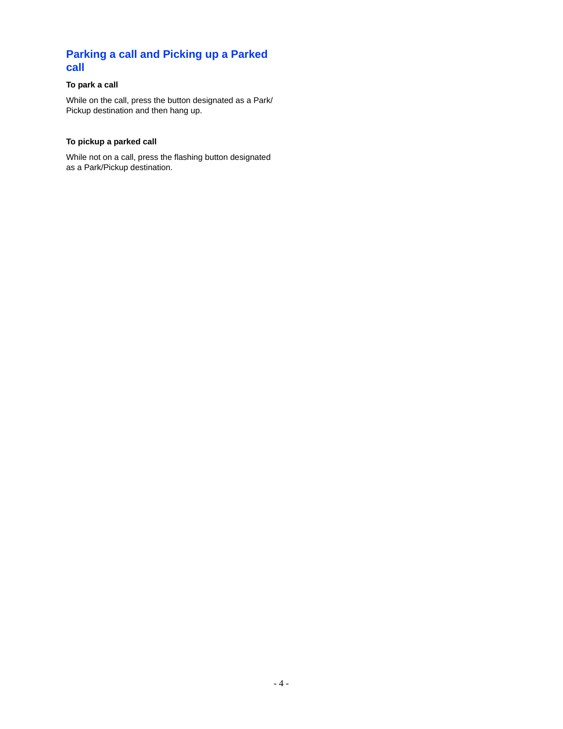## Parking a call and Picking up a Parked call

**To park a call**

While on the call, press the button designated as a Park/ Pickup destination and then hang up.

**To pickup a parked call**

While not on a call, press the flashing button designated as a Park/Pickup destination.